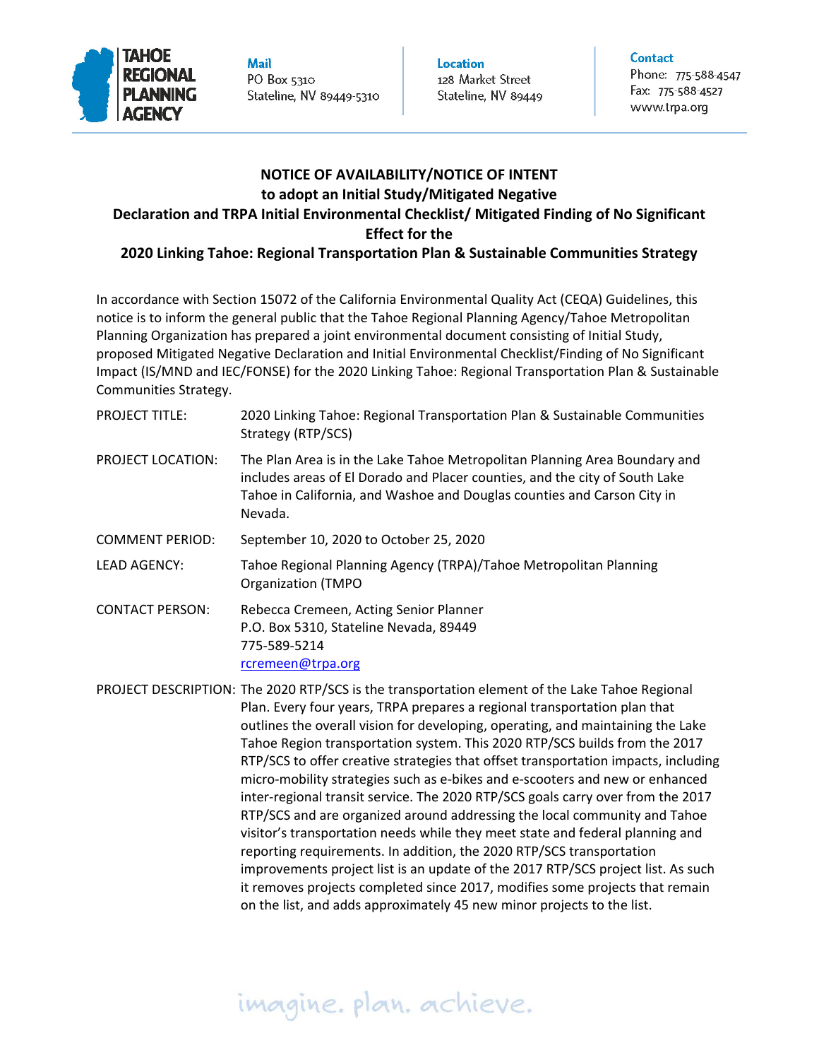TAHOE REGIONAL PLANNING AGENCY

**Mail**
PO Box 5310
Stateline, NV 89449-5310

**Location**
128 Market Street
Stateline, NV 89449

**Contact**
Phone: 775-588-4547
Fax: 775-588-4527
www.trpa.org

**NOTICE OF AVAILABILITY/NOTICE OF INTENT to adopt an Initial Study/Mitigated Negative Declaration and TRPA Initial Environmental Checklist/ Mitigated Finding of No Significant Effect for the 2020 Linking Tahoe: Regional Transportation Plan & Sustainable Communities Strategy**

In accordance with Section 15072 of the California Environmental Quality Act (CEQA) Guidelines, this notice is to inform the general public that the Tahoe Regional Planning Agency/Tahoe Metropolitan Planning Organization has prepared a joint environmental document consisting of Initial Study, proposed Mitigated Negative Declaration and Initial Environmental Checklist/Finding of No Significant Impact (IS/MND and IEC/FONSE) for the 2020 Linking Tahoe: Regional Transportation Plan & Sustainable Communities Strategy.

PROJECT TITLE: 2020 Linking Tahoe: Regional Transportation Plan & Sustainable Communities Strategy (RTP/SCS)

PROJECT LOCATION: The Plan Area is in the Lake Tahoe Metropolitan Planning Area Boundary and includes areas of El Dorado and Placer counties, and the city of South Lake Tahoe in California, and Washoe and Douglas counties and Carson City in Nevada.

COMMENT PERIOD: September 10, 2020 to October 25, 2020

LEAD AGENCY: Tahoe Regional Planning Agency (TRPA)/Tahoe Metropolitan Planning Organization (TMPO

CONTACT PERSON: Rebecca Cremeen, Acting Senior Planner
P.O. Box 5310, Stateline Nevada, 89449
775-589-5214
rcremeen@trpa.org

PROJECT DESCRIPTION: The 2020 RTP/SCS is the transportation element of the Lake Tahoe Regional Plan. Every four years, TRPA prepares a regional transportation plan that outlines the overall vision for developing, operating, and maintaining the Lake Tahoe Region transportation system. This 2020 RTP/SCS builds from the 2017 RTP/SCS to offer creative strategies that offset transportation impacts, including micro-mobility strategies such as e-bikes and e-scooters and new or enhanced inter-regional transit service. The 2020 RTP/SCS goals carry over from the 2017 RTP/SCS and are organized around addressing the local community and Tahoe visitor's transportation needs while they meet state and federal planning and reporting requirements. In addition, the 2020 RTP/SCS transportation improvements project list is an update of the 2017 RTP/SCS project list. As such it removes projects completed since 2017, modifies some projects that remain on the list, and adds approximately 45 new minor projects to the list.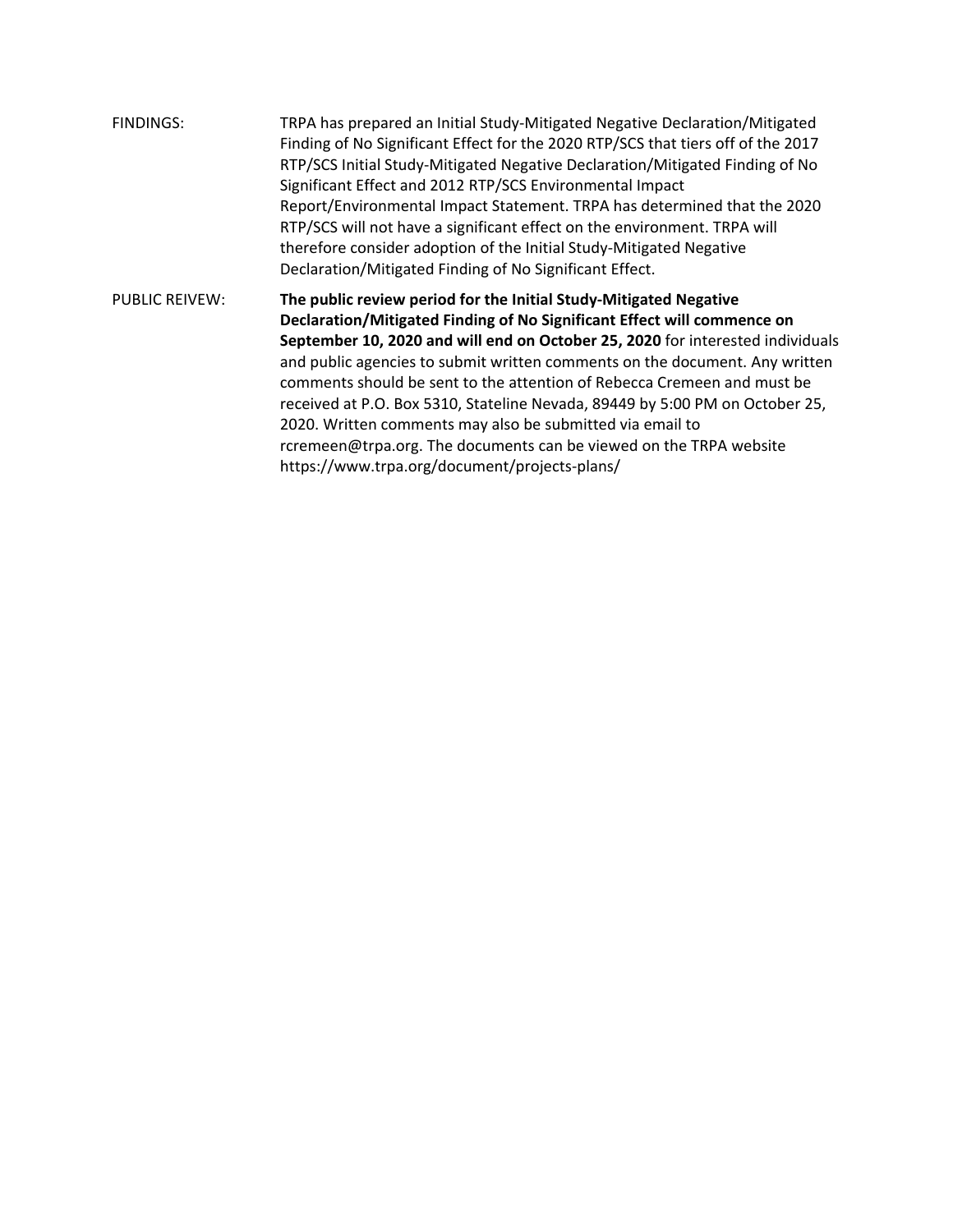FINDINGS: TRPA has prepared an Initial Study-Mitigated Negative Declaration/Mitigated Finding of No Significant Effect for the 2020 RTP/SCS that tiers off of the 2017 RTP/SCS Initial Study-Mitigated Negative Declaration/Mitigated Finding of No Significant Effect and 2012 RTP/SCS Environmental Impact Report/Environmental Impact Statement. TRPA has determined that the 2020 RTP/SCS will not have a significant effect on the environment. TRPA will therefore consider adoption of the Initial Study-Mitigated Negative Declaration/Mitigated Finding of No Significant Effect.

PUBLIC REIVEW: **The public review period for the Initial Study-Mitigated Negative Declaration/Mitigated Finding of No Significant Effect will commence on September 10, 2020 and will end on October 25, 2020** for interested individuals and public agencies to submit written comments on the document. Any written comments should be sent to the attention of Rebecca Cremeen and must be received at P.O. Box 5310, Stateline Nevada, 89449 by 5:00 PM on October 25, 2020. Written comments may also be submitted via email to rcremeen@trpa.org. The documents can be viewed on the TRPA website https://www.trpa.org/document/projects-plans/